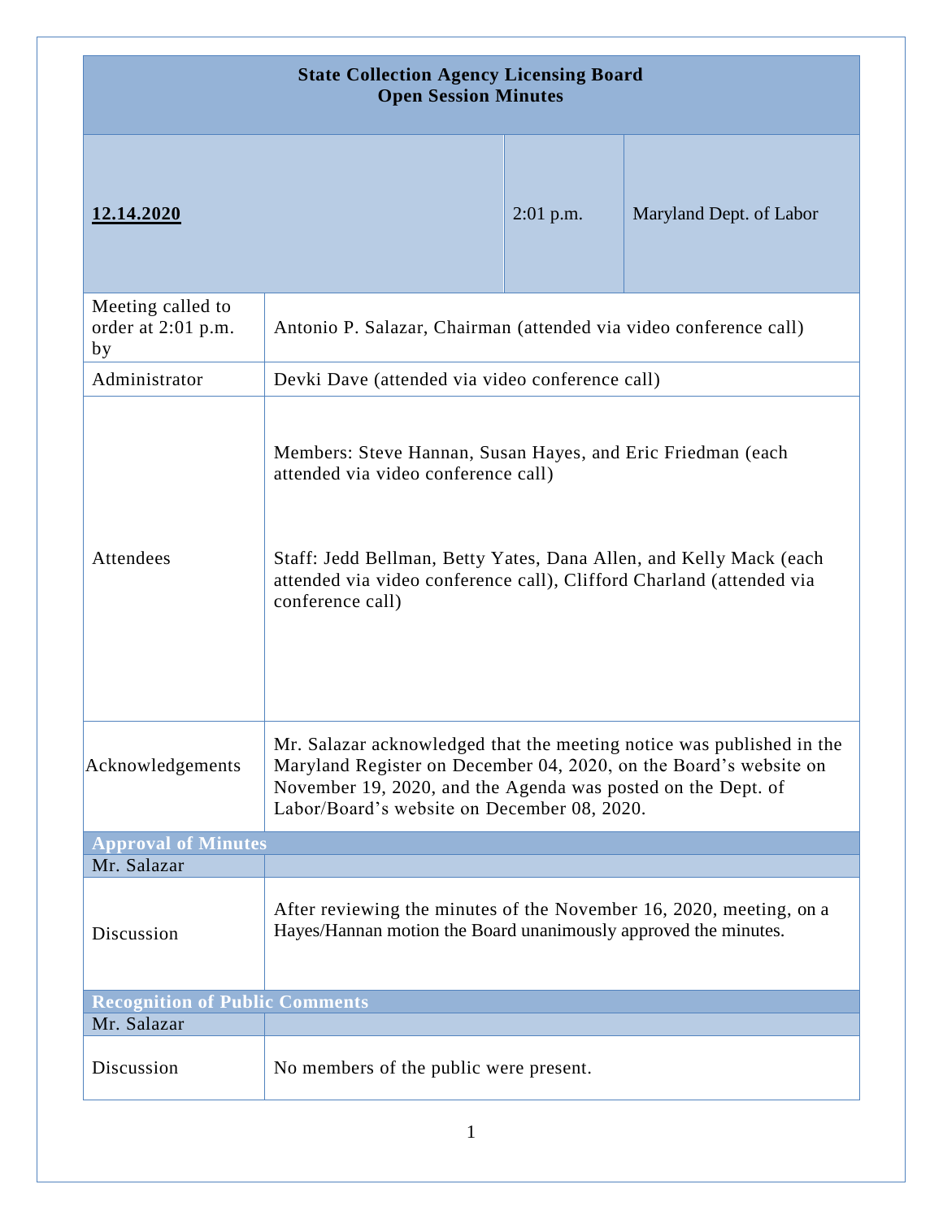| State Collection Agency Licensing Board<br>Open Session Minutes | | |
|---|---|---|
| **12.14.2020** | 2:01 p.m. | Maryland Dept. of Labor |

| | |
|---|---|
| Meeting called to order at 2:01 p.m. by | Antonio P. Salazar, Chairman (attended via video conference call) |
| Administrator | Devki Dave (attended via video conference call) |
| Attendees | Members: Steve Hannan, Susan Hayes, and Eric Friedman (each attended via video conference call)<br><br>Staff: Jedd Bellman, Betty Yates, Dana Allen, and Kelly Mack (each attended via video conference call), Clifford Charland (attended via conference call) |
| Acknowledgements | Mr. Salazar acknowledged that the meeting notice was published in the Maryland Register on December 04, 2020, on the Board's website on November 19, 2020, and the Agenda was posted on the Dept. of Labor/Board's website on December 08, 2020. |
| **Approval of Minutes** | |
| Mr. Salazar | |
| Discussion | After reviewing the minutes of the November 16, 2020, meeting, on a Hayes/Hannan motion the Board unanimously approved the minutes. |
| **Recognition of Public Comments** | |
| Mr. Salazar | |
| Discussion | No members of the public were present. |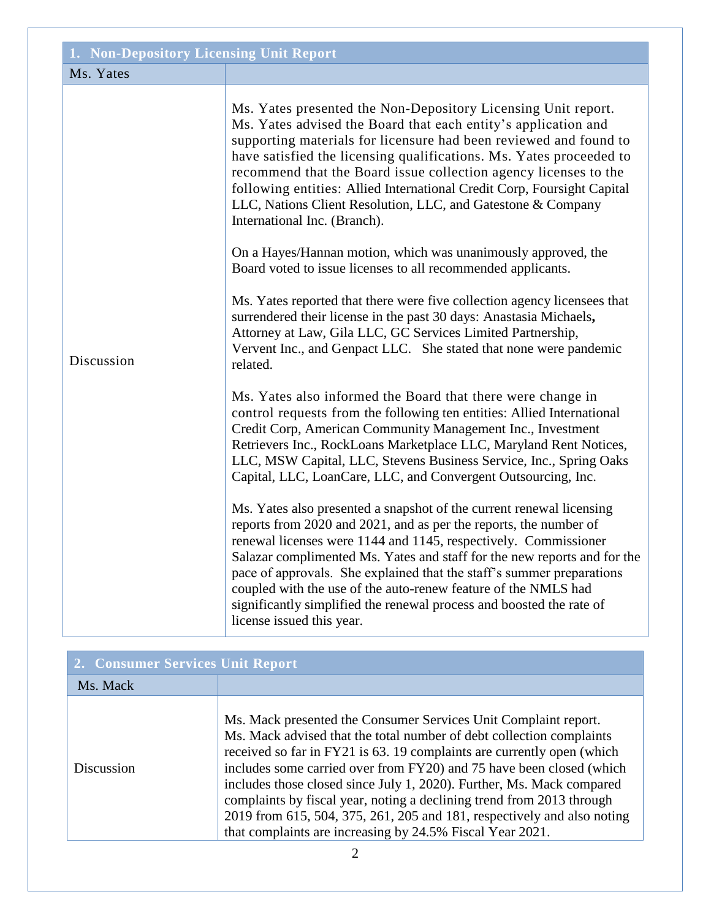| 1. Non-Depository Licensing Unit Report | |
|---|---|
| Ms. Yates | |
| Discussion | Ms. Yates presented the Non-Depository Licensing Unit report. Ms. Yates advised the Board that each entity's application and supporting materials for licensure had been reviewed and found to have satisfied the licensing qualifications. Ms. Yates proceeded to recommend that the Board issue collection agency licenses to the following entities: Allied International Credit Corp, Foursight Capital LLC, Nations Client Resolution, LLC, and Gatestone & Company International Inc. (Branch).<br><br>On a Hayes/Hannan motion, which was unanimously approved, the Board voted to issue licenses to all recommended applicants.<br><br>Ms. Yates reported that there were five collection agency licensees that surrendered their license in the past 30 days: Anastasia Michaels**,** Attorney at Law, Gila LLC, GC Services Limited Partnership, Vervent Inc., and Genpact LLC. She stated that none were pandemic related.<br><br>Ms. Yates also informed the Board that there were change in control requests from the following ten entities: Allied International Credit Corp, American Community Management Inc., Investment Retrievers Inc., RockLoans Marketplace LLC, Maryland Rent Notices, LLC, MSW Capital, LLC, Stevens Business Service, Inc., Spring Oaks Capital, LLC, LoanCare, LLC, and Convergent Outsourcing, Inc.<br><br>Ms. Yates also presented a snapshot of the current renewal licensing reports from 2020 and 2021, and as per the reports, the number of renewal licenses were 1144 and 1145, respectively. Commissioner Salazar complimented Ms. Yates and staff for the new reports and for the pace of approvals. She explained that the staff's summer preparations coupled with the use of the auto-renew feature of the NMLS had significantly simplified the renewal process and boosted the rate of license issued this year. |

| 2. Consumer Services Unit Report | |
|---|---|
| Ms. Mack | |
| Discussion | Ms. Mack presented the Consumer Services Unit Complaint report. Ms. Mack advised that the total number of debt collection complaints received so far in FY21 is 63. 19 complaints are currently open (which includes some carried over from FY20) and 75 have been closed (which includes those closed since July 1, 2020). Further, Ms. Mack compared complaints by fiscal year, noting a declining trend from 2013 through 2019 from 615, 504, 375, 261, 205 and 181, respectively and also noting that complaints are increasing by 24.5% Fiscal Year 2021. |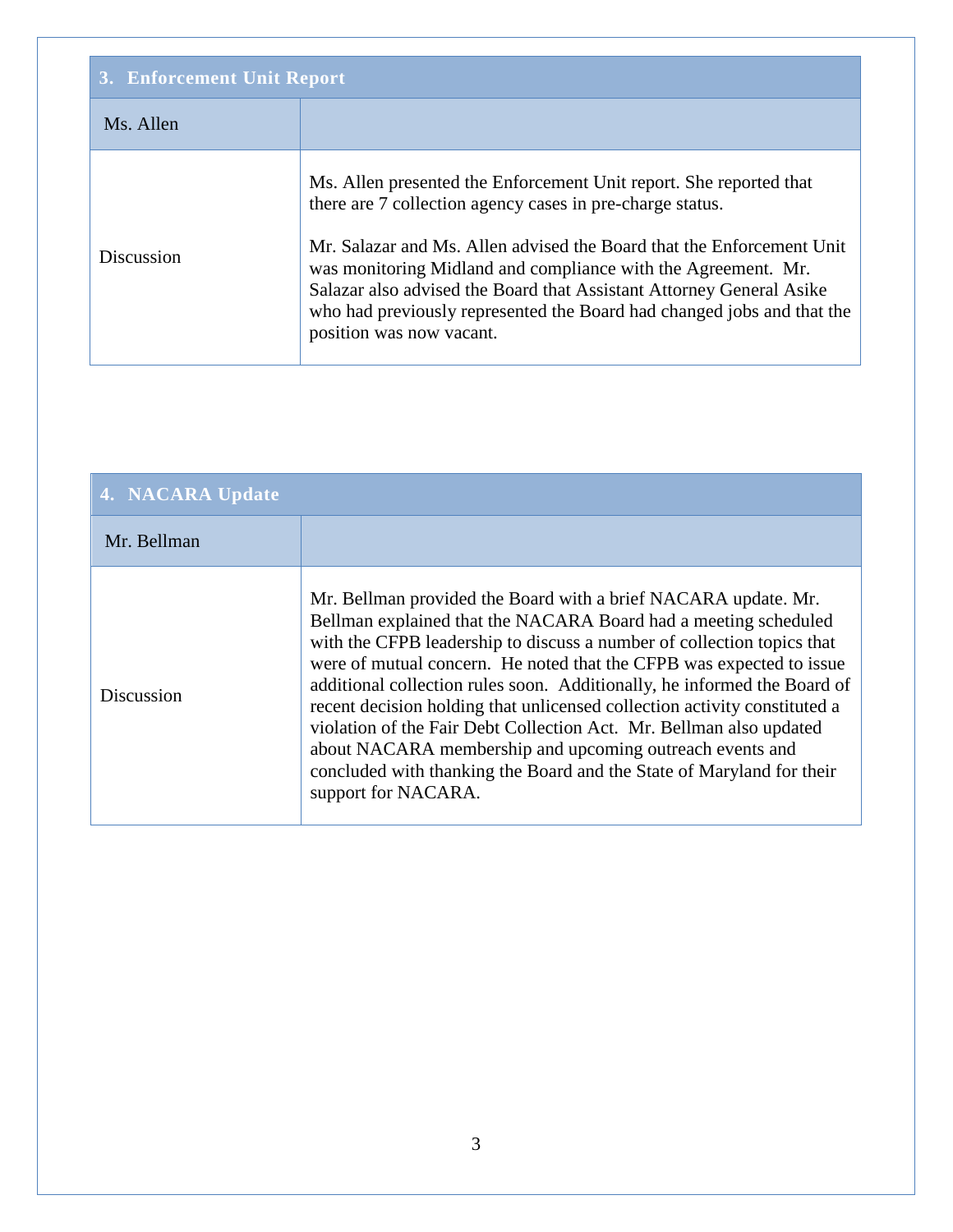| 3. Enforcement Unit Report | |
|---|---|
| Ms. Allen | |
| Discussion | Ms. Allen presented the Enforcement Unit report. She reported that there are 7 collection agency cases in pre-charge status.<br><br>Mr. Salazar and Ms. Allen advised the Board that the Enforcement Unit was monitoring Midland and compliance with the Agreement. Mr. Salazar also advised the Board that Assistant Attorney General Asike who had previously represented the Board had changed jobs and that the position was now vacant. |

| 4. NACARA Update | |
|---|---|
| Mr. Bellman | |
| Discussion | Mr. Bellman provided the Board with a brief NACARA update. Mr. Bellman explained that the NACARA Board had a meeting scheduled with the CFPB leadership to discuss a number of collection topics that were of mutual concern. He noted that the CFPB was expected to issue additional collection rules soon. Additionally, he informed the Board of recent decision holding that unlicensed collection activity constituted a violation of the Fair Debt Collection Act. Mr. Bellman also updated about NACARA membership and upcoming outreach events and concluded with thanking the Board and the State of Maryland for their support for NACARA. |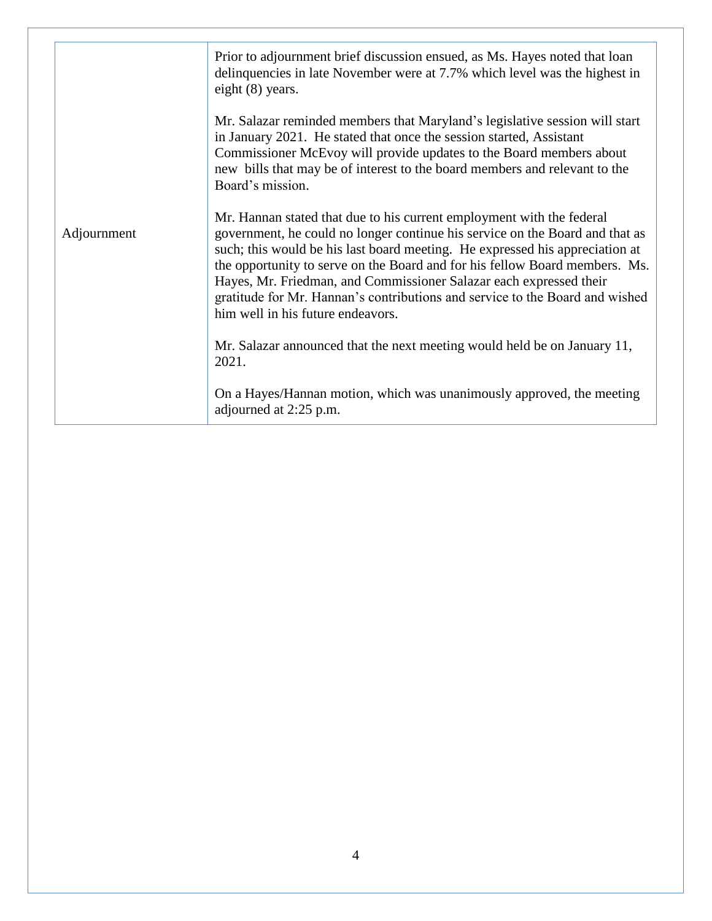| | |
|---|---|
| Adjournment | Prior to adjournment brief discussion ensued, as Ms. Hayes noted that loan delinquencies in late November were at 7.7% which level was the highest in eight (8) years.<br><br>Mr. Salazar reminded members that Maryland's legislative session will start in January 2021. He stated that once the session started, Assistant Commissioner McEvoy will provide updates to the Board members about new bills that may be of interest to the board members and relevant to the Board's mission.<br><br>Mr. Hannan stated that due to his current employment with the federal government, he could no longer continue his service on the Board and that as such; this would be his last board meeting. He expressed his appreciation at the opportunity to serve on the Board and for his fellow Board members. Ms. Hayes, Mr. Friedman, and Commissioner Salazar each expressed their gratitude for Mr. Hannan's contributions and service to the Board and wished him well in his future endeavors.<br><br>Mr. Salazar announced that the next meeting would held be on January 11, 2021.<br><br>On a Hayes/Hannan motion, which was unanimously approved, the meeting adjourned at 2:25 p.m. |